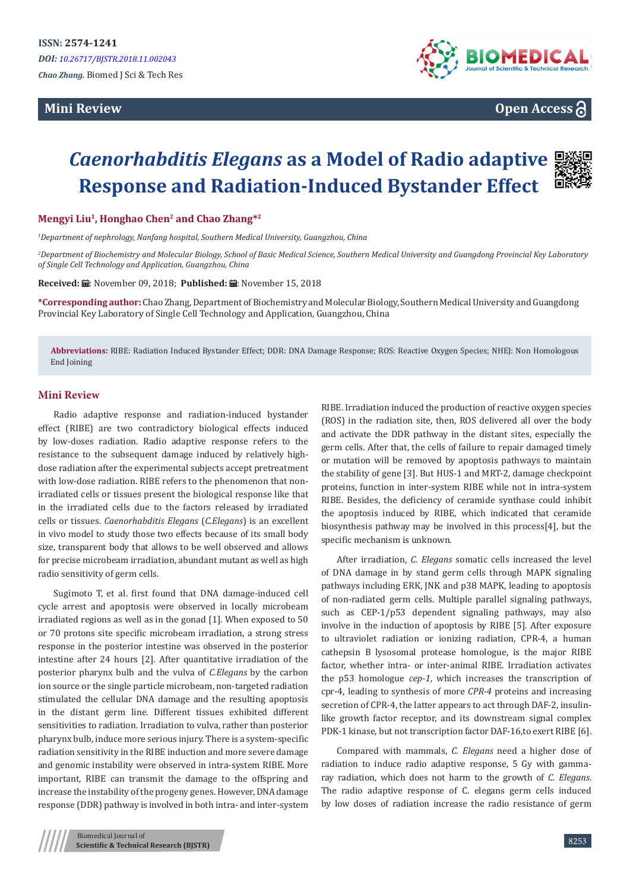ISSN: 2574-1241

*DOI: 10.26717/BJSTR.2018.11.002043*

*Chao Zhang.* Biomed J Sci & Tech Res

**Mini Review**

**Open Access**

# *Caenorhabditis Elegans* as a Model of Radio adaptive Response and Radiation-Induced Bystander Effect

**Mengyi Liu[1], Honghao Chen[2] and Chao Zhang*[2]**

*[1]Department of nephrology, Nanfang hospital, Southern Medical University, Guangzhou, China*

*[2]Department of Biochemistry and Molecular Biology, School of Basic Medical Science, Southern Medical University and Guangdong Provincial Key Laboratory of Single Cell Technology and Application, Guangzhou, China*

**Received:** November 09, 2018; **Published:** November 15, 2018

**\*Corresponding author:** Chao Zhang, Department of Biochemistry and Molecular Biology, Southern Medical University and Guangdong Provincial Key Laboratory of Single Cell Technology and Application, Guangzhou, China

**Abbreviations:** RIBE: Radiation Induced Bystander Effect; DDR: DNA Damage Response; ROS: Reactive Oxygen Species; NHEJ: Non Homologous End Joining

## Mini Review

Radio adaptive response and radiation-induced bystander effect (RIBE) are two contradictory biological effects induced by low-doses radiation. Radio adaptive response refers to the resistance to the subsequent damage induced by relatively high-dose radiation after the experimental subjects accept pretreatment with low-dose radiation. RIBE refers to the phenomenon that non-irradiated cells or tissues present the biological response like that in the irradiated cells due to the factors released by irradiated cells or tissues. *Caenorhabditis Elegans* (*C.Elegans*) is an excellent in vivo model to study those two effects because of its small body size, transparent body that allows to be well observed and allows for precise microbeam irradiation, abundant mutant as well as high radio sensitivity of germ cells.

Sugimoto T, et al. first found that DNA damage-induced cell cycle arrest and apoptosis were observed in locally microbeam irradiated regions as well as in the gonad [1]. When exposed to 50 or 70 protons site specific microbeam irradiation, a strong stress response in the posterior intestine was observed in the posterior intestine after 24 hours [2]. After quantitative irradiation of the posterior pharynx bulb and the vulva of *C.Elegans* by the carbon ion source or the single particle microbeam, non-targeted radiation stimulated the cellular DNA damage and the resulting apoptosis in the distant germ line. Different tissues exhibited different sensitivities to radiation. Irradiation to vulva, rather than posterior pharynx bulb, induce more serious injury. There is a system-specific radiation sensitivity in the RIBE induction and more severe damage and genomic instability were observed in intra-system RIBE. More important, RIBE can transmit the damage to the offspring and increase the instability of the progeny genes. However, DNA damage response (DDR) pathway is involved in both intra- and inter-system RIBE. Irradiation induced the production of reactive oxygen species (ROS) in the radiation site, then, ROS delivered all over the body and activate the DDR pathway in the distant sites, especially the germ cells. After that, the cells of failure to repair damaged timely or mutation will be removed by apoptosis pathways to maintain the stability of gene [3]. But HUS-1 and MRT-2, damage checkpoint proteins, function in inter-system RIBE while not in intra-system RIBE. Besides, the deficiency of ceramide synthase could inhibit the apoptosis induced by RIBE, which indicated that ceramide biosynthesis pathway may be involved in this process[4], but the specific mechanism is unknown.

After irradiation, *C. Elegans* somatic cells increased the level of DNA damage in by stand germ cells through MAPK signaling pathways including ERK, JNK and p38 MAPK, leading to apoptosis of non-radiated germ cells. Multiple parallel signaling pathways, such as CEP-1/p53 dependent signaling pathways, may also involve in the induction of apoptosis by RIBE [5]. After exposure to ultraviolet radiation or ionizing radiation, CPR-4, a human cathepsin B lysosomal protease homologue, is the major RIBE factor, whether intra- or inter-animal RIBE. Irradiation activates the p53 homologue *cep-1*, which increases the transcription of cpr-4, leading to synthesis of more *CPR-4* proteins and increasing secretion of CPR-4, the latter appears to act through DAF-2, insulin-like growth factor receptor, and its downstream signal complex PDK-1 kinase, but not transcription factor DAF-16,to exert RIBE [6].

Compared with mammals, *C. Elegans* need a higher dose of radiation to induce radio adaptive response, 5 Gy with gamma-ray radiation, which does not harm to the growth of *C. Elegans*. The radio adaptive response of C. elegans germ cells induced by low doses of radiation increase the radio resistance of germ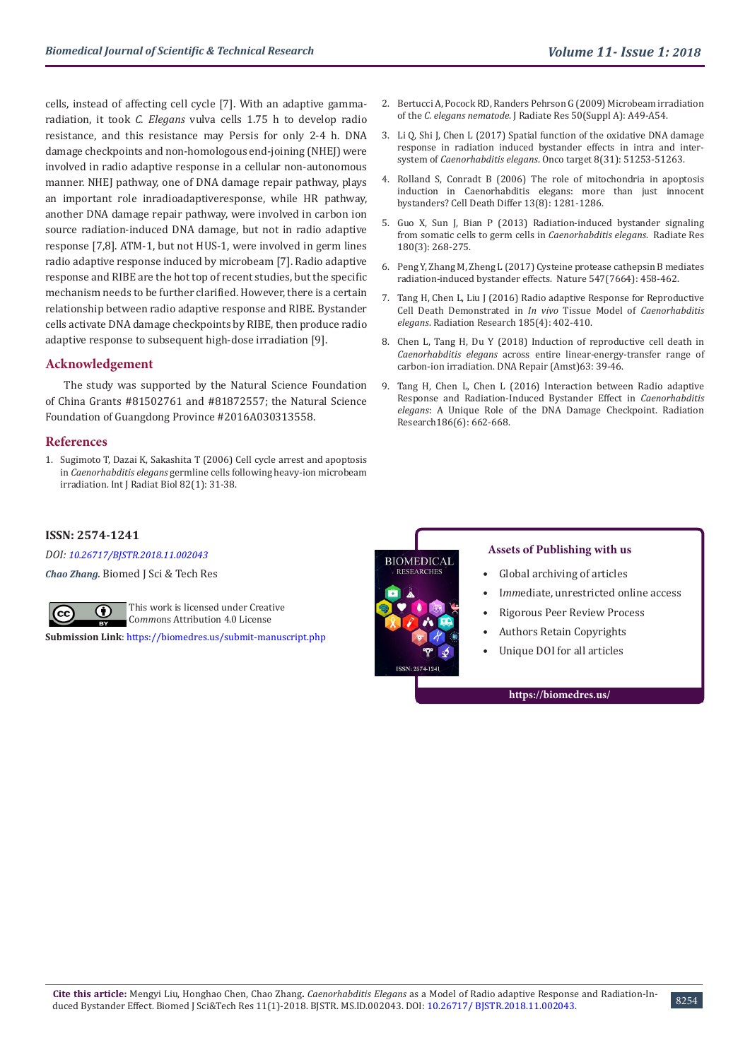cells, instead of affecting cell cycle [7]. With an adaptive gamma-radiation, it took *C. Elegans* vulva cells 1.75 h to develop radio resistance, and this resistance may Persis for only 2-4 h. DNA damage checkpoints and non-homologous end-joining (NHEJ) were involved in radio adaptive response in a cellular non-autonomous manner. NHEJ pathway, one of DNA damage repair pathway, plays an important role inradioadaptiveresponse, while HR pathway, another DNA damage repair pathway, were involved in carbon ion source radiation-induced DNA damage, but not in radio adaptive response [7,8]. ATM-1, but not HUS-1, were involved in germ lines radio adaptive response induced by microbeam [7]. Radio adaptive response and RIBE are the hot top of recent studies, but the specific mechanism needs to be further clarified. However, there is a certain relationship between radio adaptive response and RIBE. Bystander cells activate DNA damage checkpoints by RIBE, then produce radio adaptive response to subsequent high-dose irradiation [9].

## Acknowledgement

The study was supported by the Natural Science Foundation of China Grants #81502761 and #81872557; the Natural Science Foundation of Guangdong Province #2016A030313558.

## References

1. Sugimoto T, Dazai K, Sakashita T (2006) Cell cycle arrest and apoptosis in *Caenorhabditis elegans* germline cells following heavy-ion microbeam irradiation. Int J Radiat Biol 82(1): 31-38.
2. Bertucci A, Pocock RD, Randers Pehrson G (2009) Microbeam irradiation of the *C. elegans nematode*. J Radiate Res 50(Suppl A): A49-A54.
3. Li Q, Shi J, Chen L (2017) Spatial function of the oxidative DNA damage response in radiation induced bystander effects in intra and inter-system of *Caenorhabditis elegans*. Onco target 8(31): 51253-51263.
4. Rolland S, Conradt B (2006) The role of mitochondria in apoptosis induction in Caenorhabditis elegans: more than just innocent bystanders? Cell Death Differ 13(8): 1281-1286.
5. Guo X, Sun J, Bian P (2013) Radiation-induced bystander signaling from somatic cells to germ cells in *Caenorhabditis elegans*. Radiate Res 180(3): 268-275.
6. Peng Y, Zhang M, Zheng L (2017) Cysteine protease cathepsin B mediates radiation-induced bystander effects. Nature 547(7664): 458-462.
7. Tang H, Chen L, Liu J (2016) Radio adaptive Response for Reproductive Cell Death Demonstrated in *In vivo* Tissue Model of *Caenorhabditis elegans*. Radiation Research 185(4): 402-410.
8. Chen L, Tang H, Du Y (2018) Induction of reproductive cell death in *Caenorhabditis elegans* across entire linear-energy-transfer range of carbon-ion irradiation. DNA Repair (Amst)63: 39-46.
9. Tang H, Chen L, Chen L (2016) Interaction between Radio adaptive Response and Radiation-Induced Bystander Effect in *Caenorhabditis elegans*: A Unique Role of the DNA Damage Checkpoint. Radiation Research186(6): 662-668.

**ISSN: 2574-1241**

*DOI: 10.26717/BJSTR.2018.11.002043*

***Chao Zhang.*** Biomed J Sci & Tech Res

This work is licensed under Creative Commons Attribution 4.0 License

**Submission Link**: https://biomedres.us/submit-manuscript.php

**Assets of Publishing with us**

- Global archiving of articles
- Immediate, unrestricted online access
- Rigorous Peer Review Process
- Authors Retain Copyrights
- Unique DOI for all articles

**https://biomedres.us/**